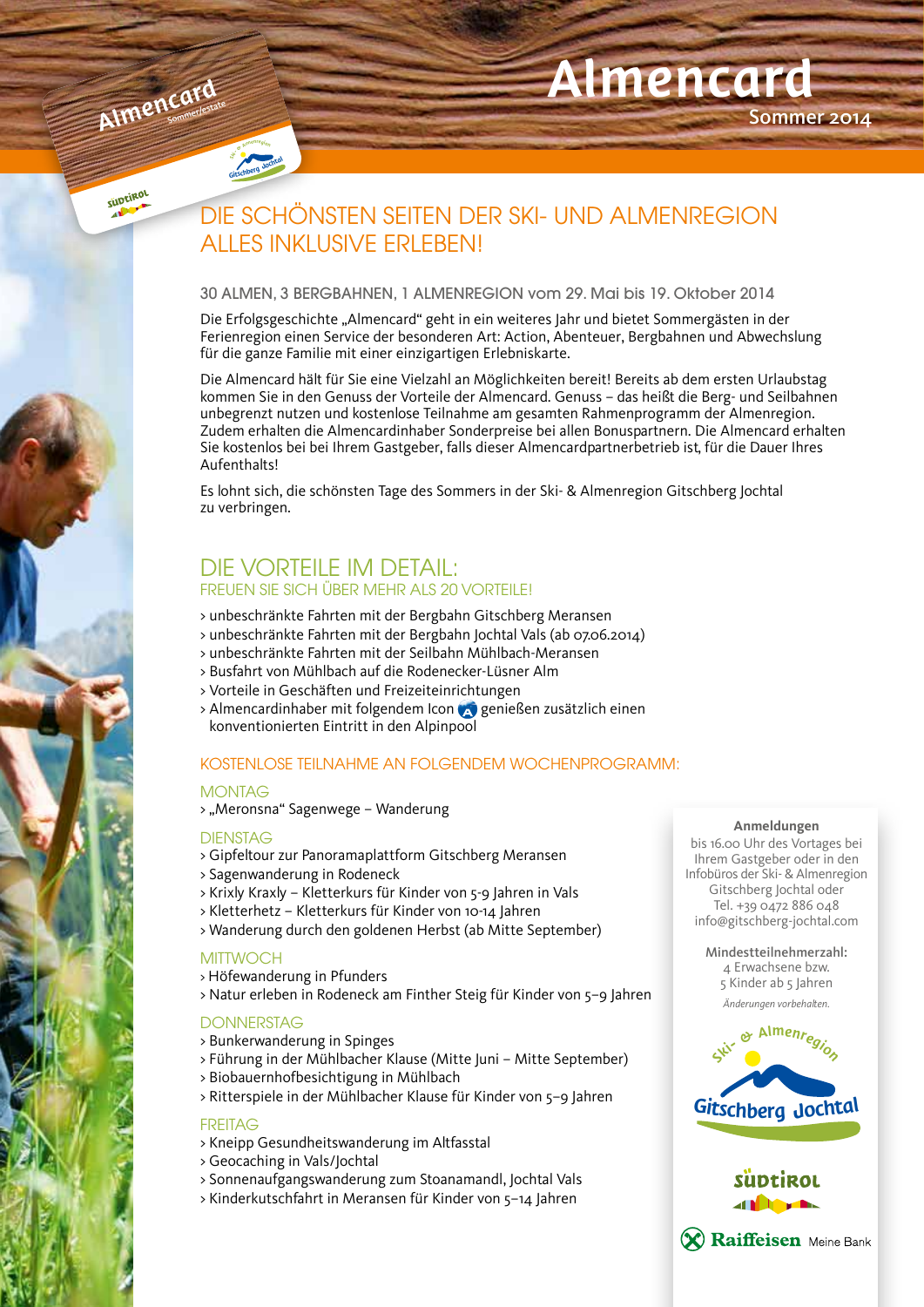# Almencard

Sommer 2014

## DIE SCHÖNSTEN SEITEN DER SKI- UND ALMENREGION ALLES INKLUSIVE ERLEBEN!

30 ALMEN, 3 BERGBAHNEN, 1 ALMENREGION vom 29. Mai bis 19. Oktober 2014

Die Erfolgsgeschichte „Almencard“ geht in ein weiteres Jahr und bietet Sommergästen in der Ferienregion einen Service der besonderen Art: Action, Abenteuer, Bergbahnen und Abwechslung für die ganze Familie mit einer einzigartigen Erlebniskarte.

Die Almencard hält für Sie eine Vielzahl an Möglichkeiten bereit! Bereits ab dem ersten Urlaubstag kommen Sie in den Genuss der Vorteile der Almencard. Genuss – das heißt die Berg- und Seilbahnen unbegrenzt nutzen und kostenlose Teilnahme am gesamten Rahmenprogramm der Almenregion. Zudem erhalten die Almencardinhaber Sonderpreise bei allen Bonuspartnern. Die Almencard erhalten Sie kostenlos bei bei Ihrem Gastgeber, falls dieser Almencardpartnerbetrieb ist, für die Dauer Ihres Aufenthalts!

Es lohnt sich, die schönsten Tage des Sommers in der Ski- & Almenregion Gitschberg Jochtal zu verbringen.

## DIE VORTEILE IM DETAIL:

### FREUEN SIE SICH ÜBER MEHR ALS 20 VORTEILE!

> unbeschränkte Fahrten mit der Bergbahn Gitschberg Meransen
> unbeschränkte Fahrten mit der Bergbahn Jochtal Vals (ab 07.06.2014)
> unbeschränkte Fahrten mit der Seilbahn Mühlbach-Meransen
> Busfahrt von Mühlbach auf die Rodenecker-Lüsner Alm
> Vorteile in Geschäften und Freizeiteinrichtungen
> Almencardinhaber mit folgendem Icon genießen zusätzlich einen konventionierten Eintritt in den Alpinpool

### KOSTENLOSE TEILNAHME AN FOLGENDEM WOCHENPROGRAMM:

#### MONTAG

> „Meronsna“ Sagenwege – Wanderung

#### DIENSTAG

> Gipfeltour zur Panoramaplattform Gitschberg Meransen
> Sagenwanderung in Rodeneck
> Krixly Kraxly – Kletterkurs für Kinder von 5-9 Jahren in Vals
> Kletterhetz – Kletterkurs für Kinder von 10-14 Jahren
> Wanderung durch den goldenen Herbst (ab Mitte September)

#### MITTWOCH

> Höfewanderung in Pfunders
> Natur erleben in Rodeneck am Finther Steig für Kinder von 5–9 Jahren

#### DONNERSTAG

> Bunkerwanderung in Spinges
> Führung in der Mühlbacher Klause (Mitte Juni – Mitte September)
> Biobauernhofbesichtigung in Mühlbach
> Ritterspiele in der Mühlbacher Klause für Kinder von 5–9 Jahren

#### FREITAG

> Kneipp Gesundheitswanderung im Altfasstal
> Geocaching in Vals/Jochtal
> Sonnenaufgangswanderung zum Stoanamandl, Jochtal Vals
> Kinderkutschfahrt in Meransen für Kinder von 5–14 Jahren

**Anmeldungen**
bis 16.00 Uhr des Vortages bei Ihrem Gastgeber oder in den Infobüros der Ski- & Almenregion Gitschberg Jochtal oder Tel. +39 0472 886 048
info@gitschberg-jochtal.com

**Mindestteilnehmerzahl:**
4 Erwachsene bzw.
5 Kinder ab 5 Jahren

*Änderungen vorbehalten.*

Ski- & Almenregion Gitschberg Jochtal

Südtirol

Raiffeisen Meine Bank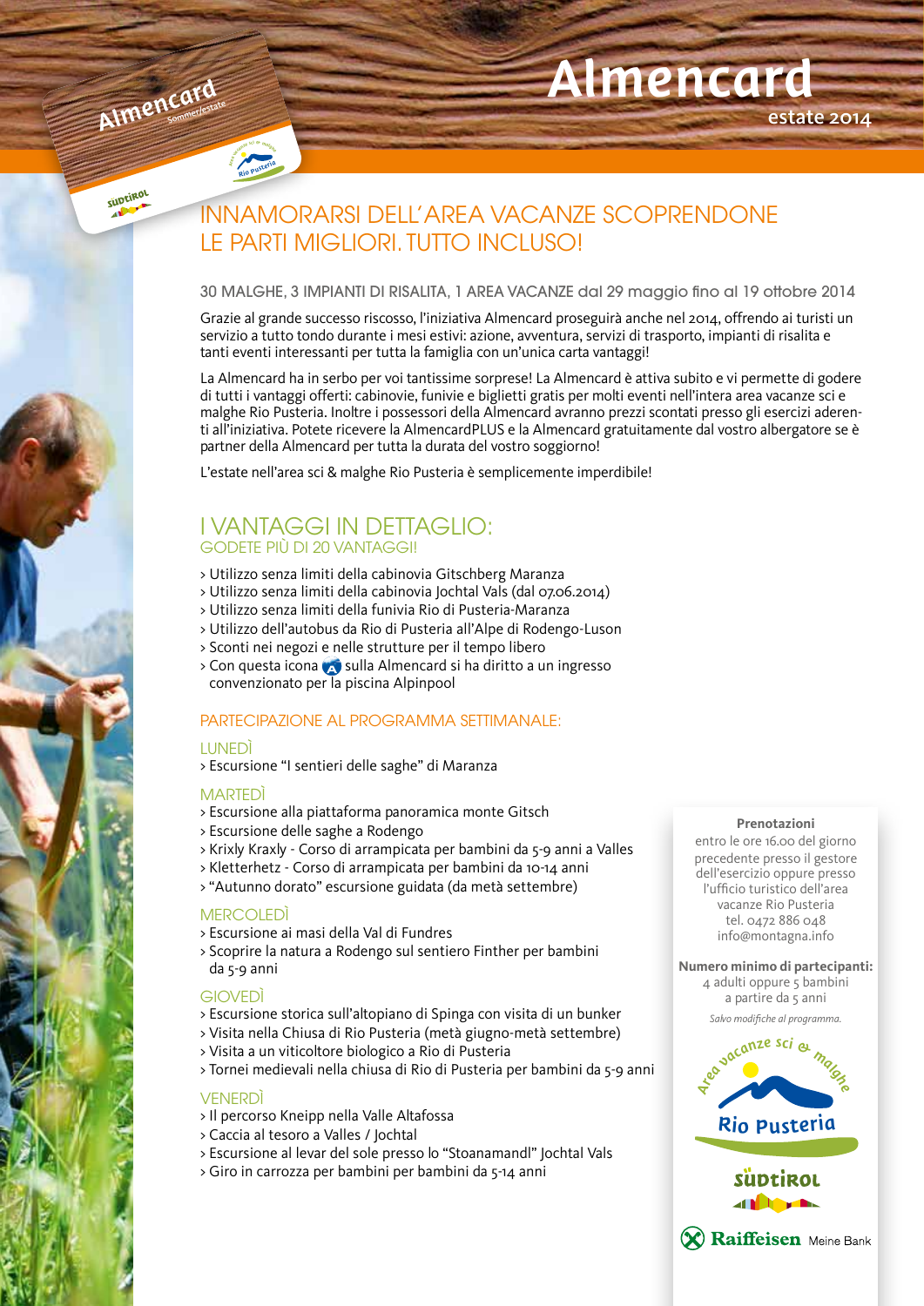# Almencard

estate 2014

## INNAMORARSI DELL'AREA VACANZE SCOPRENDONE LE PARTI MIGLIORI. TUTTO INCLUSO!

30 MALGHE, 3 IMPIANTI DI RISALITA, 1 AREA VACANZE dal 29 maggio fino al 19 ottobre 2014

Grazie al grande successo riscosso, l'iniziativa Almencard proseguirà anche nel 2014, offrendo ai turisti un servizio a tutto tondo durante i mesi estivi: azione, avventura, servizi di trasporto, impianti di risalita e tanti eventi interessanti per tutta la famiglia con un'unica carta vantaggi!

La Almencard ha in serbo per voi tantissime sorprese! La Almencard è attiva subito e vi permette di godere di tutti i vantaggi offerti: cabinovie, funivie e biglietti gratis per molti eventi nell'intera area vacanze sci e malghe Rio Pusteria. Inoltre i possessori della Almencard avranno prezzi scontati presso gli esercizi aderenti all'iniziativa. Potete ricevere la AlmencardPLUS e la Almencard gratuitamente dal vostro albergatore se è partner della Almencard per tutta la durata del vostro soggiorno!

L'estate nell'area sci & malghe Rio Pusteria è semplicemente imperdibile!

## I VANTAGGI IN DETTAGLIO:

### GODETE PIÙ DI 20 VANTAGGI!

> Utilizzo senza limiti della cabinovia Gitschberg Maranza
> Utilizzo senza limiti della cabinovia Jochtal Vals (dal 07.06.2014)
> Utilizzo senza limiti della funivia Rio di Pusteria-Maranza
> Utilizzo dell'autobus da Rio di Pusteria all'Alpe di Rodengo-Luson
> Sconti nei negozi e nelle strutture per il tempo libero
> Con questa icona sulla Almencard si ha diritto a un ingresso convenzionato per la piscina Alpinpool

### PARTECIPAZIONE AL PROGRAMMA SETTIMANALE:

#### LUNEDÌ

> Escursione "I sentieri delle saghe" di Maranza

#### MARTEDÌ

> Escursione alla piattaforma panoramica monte Gitsch
> Escursione delle saghe a Rodengo
> Krixly Kraxly - Corso di arrampicata per bambini da 5-9 anni a Valles
> Kletterhetz - Corso di arrampicata per bambini da 10-14 anni
> "Autunno dorato" escursione guidata (da metà settembre)

#### MERCOLEDÌ

> Escursione ai masi della Val di Fundres
> Scoprire la natura a Rodengo sul sentiero Finther per bambini da 5-9 anni

#### GIOVEDÌ

> Escursione storica sull'altopiano di Spinga con visita di un bunker
> Visita nella Chiusa di Rio Pusteria (metà giugno-metà settembre)
> Visita a un viticoltore biologico a Rio di Pusteria
> Tornei medievali nella chiusa di Rio di Pusteria per bambini da 5-9 anni

#### VENERDÌ

> Il percorso Kneipp nella Valle Altafossa
> Caccia al tesoro a Valles / Jochtal
> Escursione al levar del sole presso lo "Stoanamandl" Jochtal Vals
> Giro in carrozza per bambini per bambini da 5-14 anni

**Prenotazioni**

entro le ore 16.00 del giorno precedente presso il gestore dell'esercizio oppure presso l'ufficio turistico dell'area vacanze Rio Pusteria
tel. 0472 886 048
info@montagna.info

**Numero minimo di partecipanti:**
4 adulti oppure 5 bambini a partire da 5 anni

*Salvo modifiche al programma.*

Area vacanze sci & malghe Rio Pusteria

Südtirol

Raiffeisen Meine Bank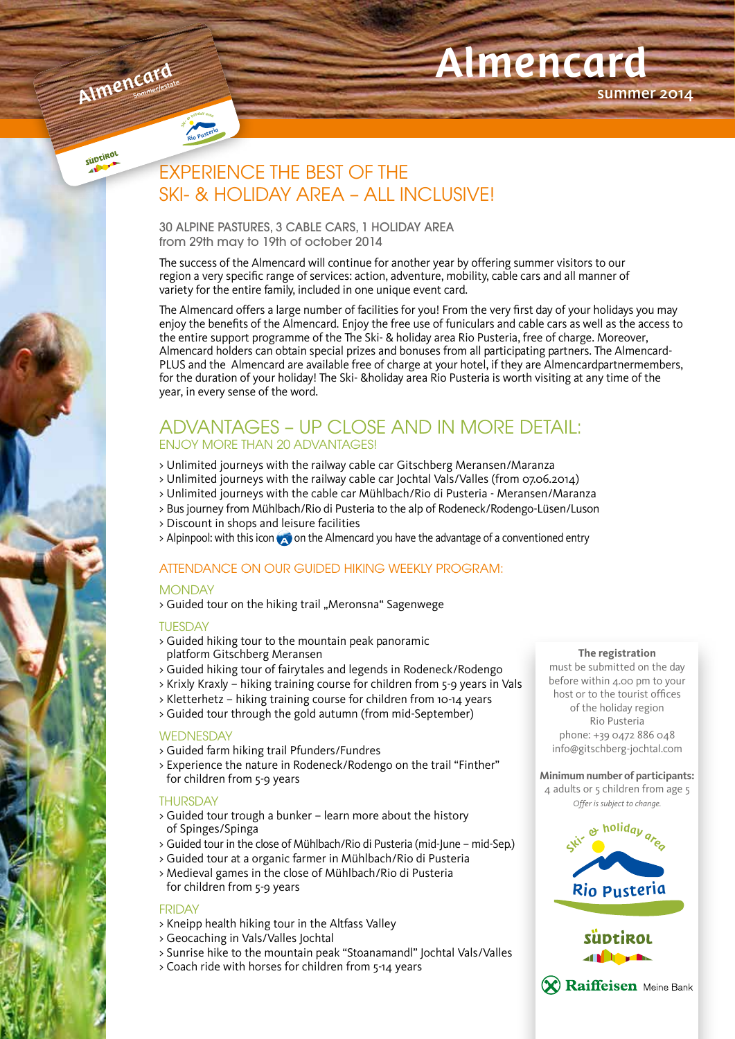# Almencard

summer 2014

## EXPERIENCE THE BEST OF THE SKI- & HOLIDAY AREA – ALL INCLUSIVE!

30 ALPINE PASTURES, 3 CABLE CARS, 1 HOLIDAY AREA
from 29th may to 19th of october 2014

The success of the Almencard will continue for another year by offering summer visitors to our region a very specific range of services: action, adventure, mobility, cable cars and all manner of variety for the entire family, included in one unique event card.

The Almencard offers a large number of facilities for you! From the very first day of your holidays you may enjoy the benefits of the Almencard. Enjoy the free use of funiculars and cable cars as well as the access to the entire support programme of the The Ski- & holiday area Rio Pusteria, free of charge. Moreover, Almencard holders can obtain special prizes and bonuses from all participating partners. The Almencard-PLUS and the Almencard are available free of charge at your hotel, if they are Almencardpartnermembers, for the duration of your holiday! The Ski- &holiday area Rio Pusteria is worth visiting at any time of the year, in every sense of the word.

## ADVANTAGES – UP CLOSE AND IN MORE DETAIL:

### ENJOY MORE THAN 20 ADVANTAGES!

> Unlimited journeys with the railway cable car Gitschberg Meransen/Maranza
> Unlimited journeys with the railway cable car Jochtal Vals/Valles (from 07.06.2014)
> Unlimited journeys with the cable car Mühlbach/Rio di Pusteria - Meransen/Maranza
> Bus journey from Mühlbach/Rio di Pusteria to the alp of Rodeneck/Rodengo-Lüsen/Luson
> Discount in shops and leisure facilities
> Alpinpool: with this icon on the Almencard you have the advantage of a conventioned entry

### ATTENDANCE ON OUR GUIDED HIKING WEEKLY PROGRAM:

#### MONDAY

> Guided tour on the hiking trail „Meronsna“ Sagenwege

#### TUESDAY

> Guided hiking tour to the mountain peak panoramic platform Gitschberg Meransen
> Guided hiking tour of fairytales and legends in Rodeneck/Rodengo
> Krixly Kraxly – hiking training course for children from 5-9 years in Vals
> Kletterhetz – hiking training course for children from 10-14 years
> Guided tour through the gold autumn (from mid-September)

#### WEDNESDAY

> Guided farm hiking trail Pfunders/Fundres
> Experience the nature in Rodeneck/Rodengo on the trail “Finther” for children from 5-9 years

#### THURSDAY

> Guided tour trough a bunker – learn more about the history of Spinges/Spinga
> Guided tour in the close of Mühlbach/Rio di Pusteria (mid-June – mid-Sep.)
> Guided tour at a organic farmer in Mühlbach/Rio di Pusteria
> Medieval games in the close of Mühlbach/Rio di Pusteria for children from 5-9 years

#### FRIDAY

> Kneipp health hiking tour in the Altfass Valley
> Geocaching in Vals/Valles Jochtal
> Sunrise hike to the mountain peak “Stoanamandl” Jochtal Vals/Valles
> Coach ride with horses for children from 5-14 years

**The registration**
must be submitted on the day before within 4.00 pm to your host or to the tourist offices of the holiday region Rio Pusteria
phone: +39 0472 886 048
info@gitschberg-jochtal.com

**Minimum number of participants:**
4 adults or 5 children from age 5
*Offer is subject to change.*

Ski- & holiday area Rio Pusteria

Südtirol

Raiffeisen Meine Bank